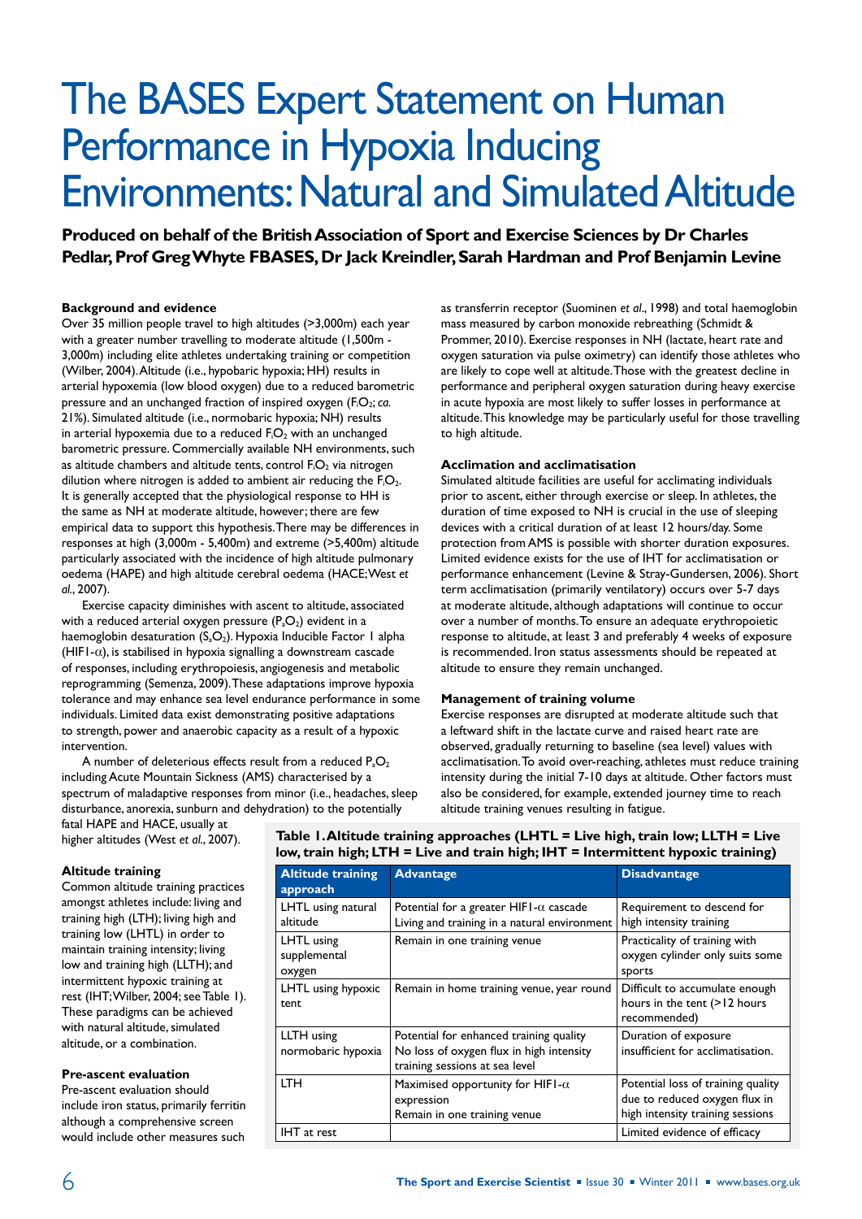# The BASES Expert Statement on Human Performance in Hypoxia Inducing Environments: Natural and Simulated Altitude

**Produced on behalf of the British Association of Sport and Exercise Sciences by Dr Charles Pedlar, Prof Greg Whyte FBASES, Dr Jack Kreindler, Sarah Hardman and Prof Benjamin Levine**

**Background and evidence**

Over 35 million people travel to high altitudes (>3,000m) each year with a greater number travelling to moderate altitude (1,500m - 3,000m) including elite athletes undertaking training or competition (Wilber, 2004). Altitude (i.e., hypobaric hypoxia; HH) results in arterial hypoxemia (low blood oxygen) due to a reduced barometric pressure and an unchanged fraction of inspired oxygen ($F_iO_2$; *ca.* 21%). Simulated altitude (i.e., normobaric hypoxia; NH) results in arterial hypoxemia due to a reduced $F_iO_2$ with an unchanged barometric pressure. Commercially available NH environments, such as altitude chambers and altitude tents, control $F_iO_2$ via nitrogen dilution where nitrogen is added to ambient air reducing the $F_iO_2$. It is generally accepted that the physiological response to HH is the same as NH at moderate altitude, however; there are few empirical data to support this hypothesis. There may be differences in responses at high (3,000m - 5,400m) and extreme (>5,400m) altitude particularly associated with the incidence of high altitude pulmonary oedema (HAPE) and high altitude cerebral oedema (HACE; West *et al*., 2007).

Exercise capacity diminishes with ascent to altitude, associated with a reduced arterial oxygen pressure ($P_aO_2$) evident in a haemoglobin desaturation ($S_aO_2$). Hypoxia Inducible Factor 1 alpha (HIF1-$\alpha$), is stabilised in hypoxia signalling a downstream cascade of responses, including erythropoiesis, angiogenesis and metabolic reprogramming (Semenza, 2009). These adaptations improve hypoxia tolerance and may enhance sea level endurance performance in some individuals. Limited data exist demonstrating positive adaptations to strength, power and anaerobic capacity as a result of a hypoxic intervention.

A number of deleterious effects result from a reduced $P_aO_2$ including Acute Mountain Sickness (AMS) characterised by a spectrum of maladaptive responses from minor (i.e., headaches, sleep disturbance, anorexia, sunburn and dehydration) to the potentially fatal HAPE and HACE, usually at higher altitudes (West *et al*., 2007).

**Altitude training**

Common altitude training practices amongst athletes include: living and training high (LTH); living high and training low (LHTL) in order to maintain training intensity; living low and training high (LLTH); and intermittent hypoxic training at rest (IHT; Wilber, 2004; see Table 1). These paradigms can be achieved with natural altitude, simulated altitude, or a combination.

**Pre-ascent evaluation**

Pre-ascent evaluation should include iron status, primarily ferritin although a comprehensive screen would include other measures such as transferrin receptor (Suominen *et al*., 1998) and total haemoglobin mass measured by carbon monoxide rebreathing (Schmidt & Prommer, 2010). Exercise responses in NH (lactate, heart rate and oxygen saturation via pulse oximetry) can identify those athletes who are likely to cope well at altitude. Those with the greatest decline in performance and peripheral oxygen saturation during heavy exercise in acute hypoxia are most likely to suffer losses in performance at altitude. This knowledge may be particularly useful for those travelling to high altitude.

**Acclimation and acclimatisation**

Simulated altitude facilities are useful for acclimating individuals prior to ascent, either through exercise or sleep. In athletes, the duration of time exposed to NH is crucial in the use of sleeping devices with a critical duration of at least 12 hours/day. Some protection from AMS is possible with shorter duration exposures. Limited evidence exists for the use of IHT for acclimatisation or performance enhancement (Levine & Stray-Gundersen, 2006). Short term acclimatisation (primarily ventilatory) occurs over 5-7 days at moderate altitude, although adaptations will continue to occur over a number of months. To ensure an adequate erythropoietic response to altitude, at least 3 and preferably 4 weeks of exposure is recommended. Iron status assessments should be repeated at altitude to ensure they remain unchanged.

**Management of training volume**

Exercise responses are disrupted at moderate altitude such that a leftward shift in the lactate curve and raised heart rate are observed, gradually returning to baseline (sea level) values with acclimatisation. To avoid over-reaching, athletes must reduce training intensity during the initial 7-10 days at altitude. Other factors must also be considered, for example, extended journey time to reach altitude training venues resulting in fatigue.

**Table 1. Altitude training approaches (LHTL = Live high, train low; LLTH = Live low, train high; LTH = Live and train high; IHT = Intermittent hypoxic training)**

| Altitude training approach | Advantage | Disadvantage |
|---|---|---|
| LHTL using natural altitude | Potential for a greater HIF1-$\alpha$ cascade<br>Living and training in a natural environment | Requirement to descend for high intensity training |
| LHTL using supplemental oxygen | Remain in one training venue | Practicality of training with oxygen cylinder only suits some sports |
| LHTL using hypoxic tent | Remain in home training venue, year round | Difficult to accumulate enough hours in the tent (>12 hours recommended) |
| LLTH using normobaric hypoxia | Potential for enhanced training quality<br>No loss of oxygen flux in high intensity training sessions at sea level | Duration of exposure insufficient for acclimatisation. |
| LTH | Maximised opportunity for HIF1-$\alpha$ expression<br>Remain in one training venue | Potential loss of training quality due to reduced oxygen flux in high intensity training sessions |
| IHT at rest | | Limited evidence of efficacy |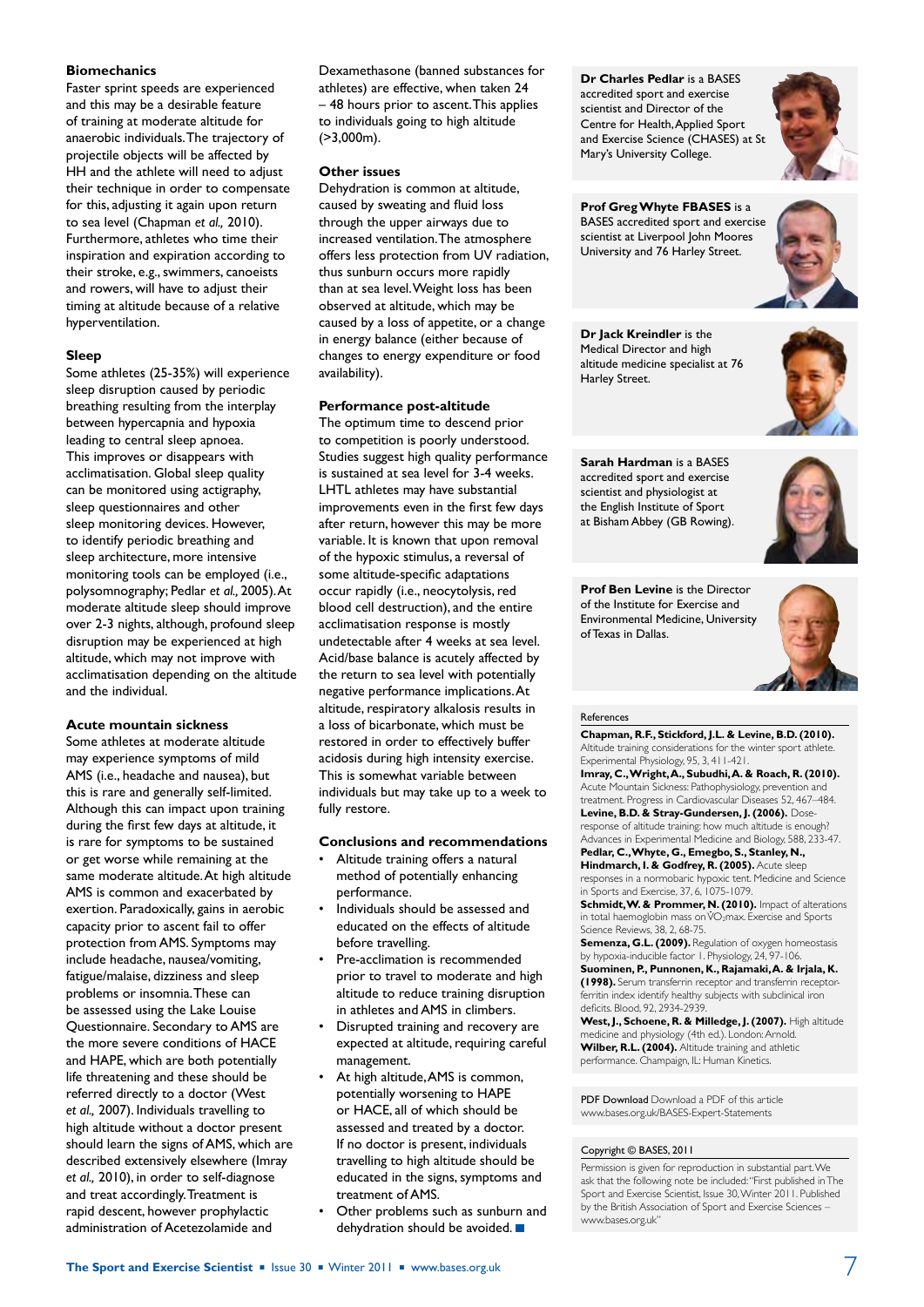### Biomechanics

Faster sprint speeds are experienced and this may be a desirable feature of training at moderate altitude for anaerobic individuals. The trajectory of projectile objects will be affected by HH and the athlete will need to adjust their technique in order to compensate for this, adjusting it again upon return to sea level (Chapman *et al.,* 2010). Furthermore, athletes who time their inspiration and expiration according to their stroke, e.g., swimmers, canoeists and rowers, will have to adjust their timing at altitude because of a relative hyperventilation.

### Sleep

Some athletes (25-35%) will experience sleep disruption caused by periodic breathing resulting from the interplay between hypercapnia and hypoxia leading to central sleep apnoea. This improves or disappears with acclimatisation. Global sleep quality can be monitored using actigraphy, sleep questionnaires and other sleep monitoring devices. However, to identify periodic breathing and sleep architecture, more intensive monitoring tools can be employed (i.e., polysomnography; Pedlar *et al.,* 2005). At moderate altitude sleep should improve over 2-3 nights, although, profound sleep disruption may be experienced at high altitude, which may not improve with acclimatisation depending on the altitude and the individual.

### Acute mountain sickness

Some athletes at moderate altitude may experience symptoms of mild AMS (i.e., headache and nausea), but this is rare and generally self-limited. Although this can impact upon training during the first few days at altitude, it is rare for symptoms to be sustained or get worse while remaining at the same moderate altitude. At high altitude AMS is common and exacerbated by exertion. Paradoxically, gains in aerobic capacity prior to ascent fail to offer protection from AMS. Symptoms may include headache, nausea/vomiting, fatigue/malaise, dizziness and sleep problems or insomnia. These can be assessed using the Lake Louise Questionnaire. Secondary to AMS are the more severe conditions of HACE and HAPE, which are both potentially life threatening and these should be referred directly to a doctor (West *et al.,* 2007). Individuals travelling to high altitude without a doctor present should learn the signs of AMS, which are described extensively elsewhere (Imray *et al.,* 2010), in order to self-diagnose and treat accordingly. Treatment is rapid descent, however prophylactic administration of Acetozolamide and Dexamethasone (banned substances for athletes) are effective, when taken 24 – 48 hours prior to ascent. This applies to individuals going to high altitude (>3,000m).

### Other issues

Dehydration is common at altitude, caused by sweating and fluid loss through the upper airways due to increased ventilation. The atmosphere offers less protection from UV radiation, thus sunburn occurs more rapidly than at sea level. Weight loss has been observed at altitude, which may be caused by a loss of appetite, or a change in energy balance (either because of changes to energy expenditure or food availability).

### Performance post-altitude

The optimum time to descend prior to competition is poorly understood. Studies suggest high quality performance is sustained at sea level for 3-4 weeks. LHTL athletes may have substantial improvements even in the first few days after return, however this may be more variable. It is known that upon removal of the hypoxic stimulus, a reversal of some altitude-specific adaptations occur rapidly (i.e., neocytolysis, red blood cell destruction), and the entire acclimatisation response is mostly undetectable after 4 weeks at sea level. Acid/base balance is acutely affected by the return to sea level with potentially negative performance implications. At altitude, respiratory alkalosis results in a loss of bicarbonate, which must be restored in order to effectively buffer acidosis during high intensity exercise. This is somewhat variable between individuals but may take up to a week to fully restore.

### Conclusions and recommendations

- Altitude training offers a natural method of potentially enhancing performance.
- Individuals should be assessed and educated on the effects of altitude before travelling.
- Pre-acclimation is recommended prior to travel to moderate and high altitude to reduce training disruption in athletes and AMS in climbers.
- Disrupted training and recovery are expected at altitude, requiring careful management.
- At high altitude, AMS is common, potentially worsening to HAPE or HACE, all of which should be assessed and treated by a doctor. If no doctor is present, individuals travelling to high altitude should be educated in the signs, symptoms and treatment of AMS.
- Other problems such as sunburn and dehydration should be avoided.

**Dr Charles Pedlar** is a BASES accredited sport and exercise scientist and Director of the Centre for Health, Applied Sport and Exercise Science (CHASES) at St Mary's University College.

**Prof Greg Whyte FBASES** is a BASES accredited sport and exercise scientist at Liverpool John Moores University and 76 Harley Street.

**Dr Jack Kreindler** is the Medical Director and high altitude medicine specialist at 76 Harley Street.

**Sarah Hardman** is a BASES accredited sport and exercise scientist and physiologist at the English Institute of Sport at Bisham Abbey (GB Rowing).

**Prof Ben Levine** is the Director of the Institute for Exercise and Environmental Medicine, University of Texas in Dallas.

#### References

**Chapman, R.F., Stickford, J.L. & Levine, B.D. (2010).** Altitude training considerations for the winter sport athlete. Experimental Physiology, 95, 3, 411-421.

**Imray, C., Wright, A., Subudhi, A. & Roach, R. (2010).** Acute Mountain Sickness: Pathophysiology, prevention and treatment. Progress in Cardiovascular Diseases 52, 467–484.

**Levine, B.D. & Stray-Gundersen, J. (2006).** Dose-response of altitude training: how much altitude is enough? Advances in Experimental Medicine and Biology, 588, 233-47.

**Pedlar, C., Whyte, G., Emegbo, S., Stanley, N., Hindmarch, I. & Godfrey, R. (2005).** Acute sleep responses in a normobaric hypoxic tent. Medicine and Science in Sports and Exercise, 37, 6, 1075-1079.

**Schmidt, W. & Prommer, N. (2010).** Impact of alterations in total haemoglobin mass on $\dot{V}O_2$max. Exercise and Sports Science Reviews, 38, 2, 68-75.

**Semenza, G.L. (2009).** Regulation of oxygen homeostasis by hypoxia-inducible factor 1. Physiology, 24, 97-106.

**Suominen, P., Punnonen, K., Rajamaki, A. & Irjala, K. (1998).** Serum transferrin receptor and transferrin receptor-ferritin index identify healthy subjects with subclinical iron deficits. Blood, 92, 2934-2939.

**West, J., Schoene, R. & Milledge, J. (2007).** High altitude medicine and physiology (4th ed.). London: Arnold.

**Wilber, R.L. (2004).** Altitude training and athletic performance. Champaign, IL: Human Kinetics.

**PDF Download** Download a PDF of this article www.bases.org.uk/BASES-Expert-Statements

**Copyright © BASES, 2011**

Permission is given for reproduction in substantial part. We ask that the following note be included: "First published in The Sport and Exercise Scientist, Issue 30, Winter 2011. Published by the British Association of Sport and Exercise Sciences – www.bases.org.uk"